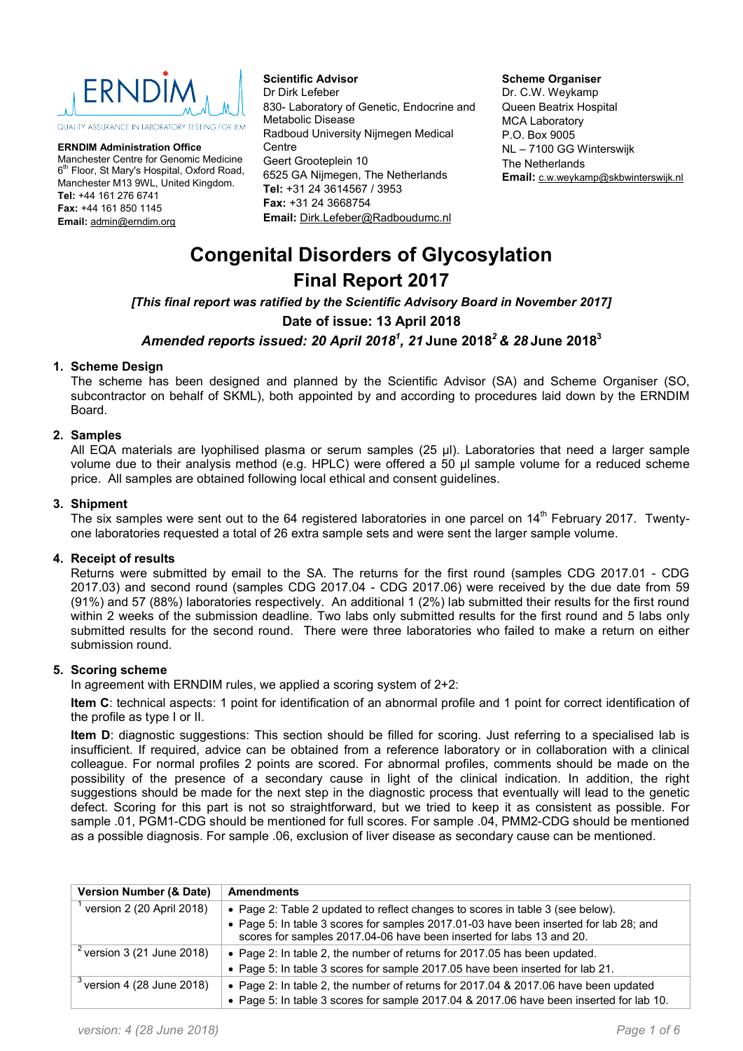ERNDIM

QUALITY ASSURANCE IN LABORATORY TESTING FOR IEM

**ERNDIM Administration Office**
Manchester Centre for Genomic Medicine
6th Floor, St Mary's Hospital, Oxford Road,
Manchester M13 9WL, United Kingdom.
**Tel:** +44 161 276 6741
**Fax:** +44 161 850 1145
**Email:** admin@erndim.org

**Scientific Advisor**
Dr Dirk Lefeber
830- Laboratory of Genetic, Endocrine and Metabolic Disease
Radboud University Nijmegen Medical Centre
Geert Grooteplein 10
6525 GA Nijmegen, The Netherlands
**Tel:** +31 24 3614567 / 3953
**Fax:** +31 24 3668754
**Email:** Dirk.Lefeber@Radboudumc.nl

**Scheme Organiser**
Dr. C.W. Weykamp
Queen Beatrix Hospital
MCA Laboratory
P.O. Box 9005
NL – 7100 GG Winterswijk
The Netherlands
**Email:** c.w.weykamp@skbwinterswijk.nl

# Congenital Disorders of Glycosylation
## Final Report 2017

***[This final report was ratified by the Scientific Advisory Board in November 2017]***

**Date of issue: 13 April 2018**

***Amended reports issued: 20 April 2018[1], 21 June 2018[2] & 28 June 2018[3]***

### 1. Scheme Design

The scheme has been designed and planned by the Scientific Advisor (SA) and Scheme Organiser (SO, subcontractor on behalf of SKML), both appointed by and according to procedures laid down by the ERNDIM Board.

### 2. Samples

All EQA materials are lyophilised plasma or serum samples (25 µl). Laboratories that need a larger sample volume due to their analysis method (e.g. HPLC) were offered a 50 µl sample volume for a reduced scheme price. All samples are obtained following local ethical and consent guidelines.

### 3. Shipment

The six samples were sent out to the 64 registered laboratories in one parcel on 14th February 2017. Twenty-one laboratories requested a total of 26 extra sample sets and were sent the larger sample volume.

### 4. Receipt of results

Returns were submitted by email to the SA. The returns for the first round (samples CDG 2017.01 - CDG 2017.03) and second round (samples CDG 2017.04 - CDG 2017.06) were received by the due date from 59 (91%) and 57 (88%) laboratories respectively. An additional 1 (2%) lab submitted their results for the first round within 2 weeks of the submission deadline. Two labs only submitted results for the first round and 5 labs only submitted results for the second round. There were three laboratories who failed to make a return on either submission round.

### 5. Scoring scheme

In agreement with ERNDIM rules, we applied a scoring system of 2+2:

**Item C**: technical aspects: 1 point for identification of an abnormal profile and 1 point for correct identification of the profile as type I or II.

**Item D**: diagnostic suggestions: This section should be filled for scoring. Just referring to a specialised lab is insufficient. If required, advice can be obtained from a reference laboratory or in collaboration with a clinical colleague. For normal profiles 2 points are scored. For abnormal profiles, comments should be made on the possibility of the presence of a secondary cause in light of the clinical indication. In addition, the right suggestions should be made for the next step in the diagnostic process that eventually will lead to the genetic defect. Scoring for this part is not so straightforward, but we tried to keep it as consistent as possible. For sample .01, PGM1-CDG should be mentioned for full scores. For sample .04, PMM2-CDG should be mentioned as a possible diagnosis. For sample .06, exclusion of liver disease as secondary cause can be mentioned.

| Version Number (& Date) | Amendments |
|---|---|
| [1] version 2 (20 April 2018) | • Page 2: Table 2 updated to reflect changes to scores in table 3 (see below).<br>• Page 5: In table 3 scores for samples 2017.01-03 have been inserted for lab 28; and scores for samples 2017.04-06 have been inserted for labs 13 and 20. |
| [2] version 3 (21 June 2018) | • Page 2: In table 2, the number of returns for 2017.05 has been updated.<br>• Page 5: In table 3 scores for sample 2017.05 have been inserted for lab 21. |
| [3] version 4 (28 June 2018) | • Page 2: In table 2, the number of returns for 2017.04 & 2017.06 have been updated<br>• Page 5: In table 3 scores for sample 2017.04 & 2017.06 have been inserted for lab 10. |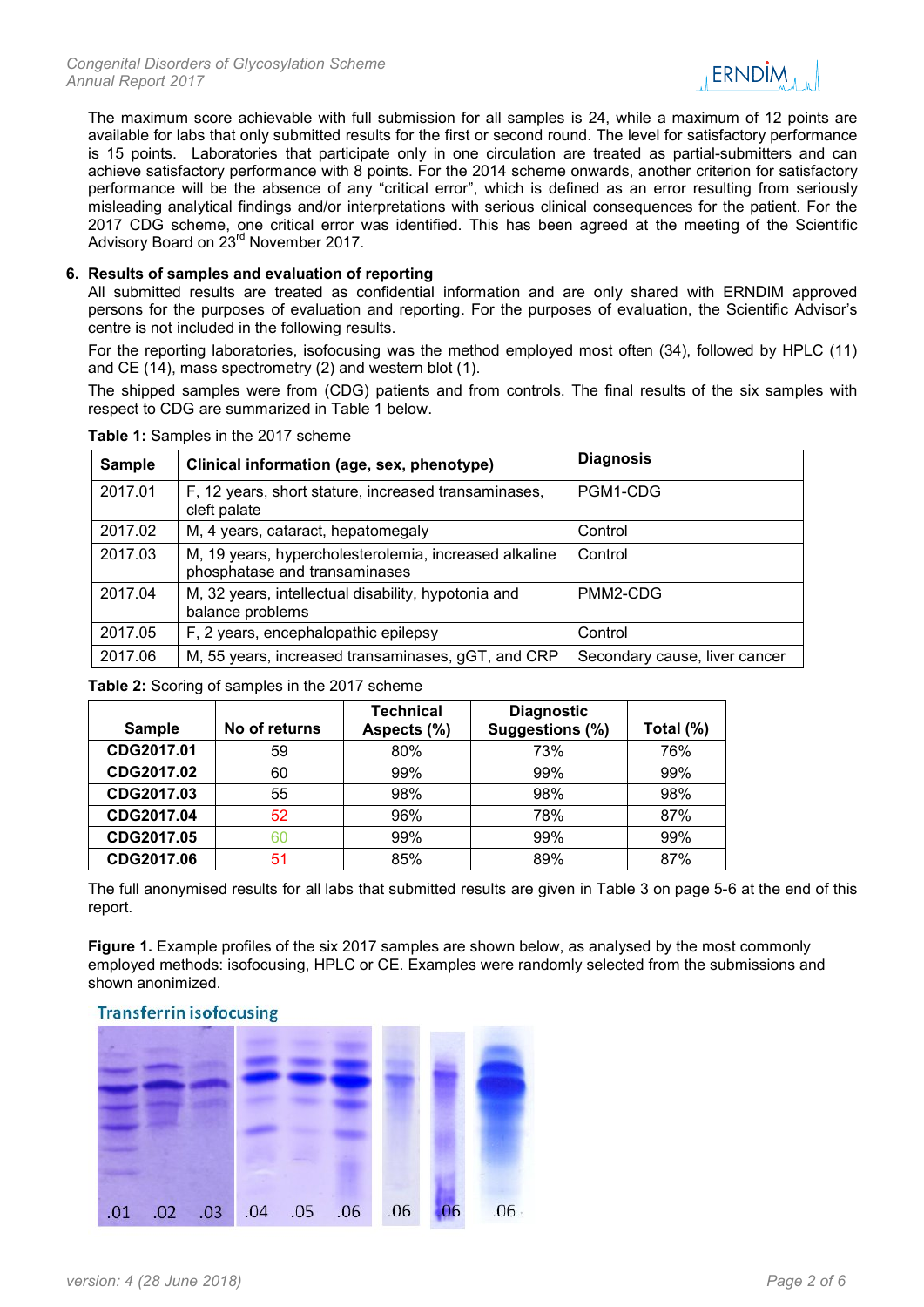The maximum score achievable with full submission for all samples is 24, while a maximum of 12 points are available for labs that only submitted results for the first or second round. The level for satisfactory performance is 15 points. Laboratories that participate only in one circulation are treated as partial-submitters and can achieve satisfactory performance with 8 points. For the 2014 scheme onwards, another criterion for satisfactory performance will be the absence of any "critical error", which is defined as an error resulting from seriously misleading analytical findings and/or interpretations with serious clinical consequences for the patient. For the 2017 CDG scheme, one critical error was identified. This has been agreed at the meeting of the Scientific Advisory Board on 23rd November 2017.

## 6. Results of samples and evaluation of reporting

All submitted results are treated as confidential information and are only shared with ERNDIM approved persons for the purposes of evaluation and reporting. For the purposes of evaluation, the Scientific Advisor's centre is not included in the following results.

For the reporting laboratories, isofocusing was the method employed most often (34), followed by HPLC (11) and CE (14), mass spectrometry (2) and western blot (1).

The shipped samples were from (CDG) patients and from controls. The final results of the six samples with respect to CDG are summarized in Table 1 below.

**Table 1:** Samples in the 2017 scheme

| Sample | Clinical information (age, sex, phenotype) | Diagnosis |
|---|---|---|
| 2017.01 | F, 12 years, short stature, increased transaminases, cleft palate | PGM1-CDG |
| 2017.02 | M, 4 years, cataract, hepatomegaly | Control |
| 2017.03 | M, 19 years, hypercholesterolemia, increased alkaline phosphatase and transaminases | Control |
| 2017.04 | M, 32 years, intellectual disability, hypotonia and balance problems | PMM2-CDG |
| 2017.05 | F, 2 years, encephalopathic epilepsy | Control |
| 2017.06 | M, 55 years, increased transaminases, gGT, and CRP | Secondary cause, liver cancer |

**Table 2:** Scoring of samples in the 2017 scheme

| Sample | No of returns | Technical Aspects (%) | Diagnostic Suggestions (%) | Total (%) |
|---|---|---|---|---|
| **CDG2017.01** | 59 | 80% | 73% | 76% |
| **CDG2017.02** | 60 | 99% | 99% | 99% |
| **CDG2017.03** | 55 | 98% | 98% | 98% |
| **CDG2017.04** | 52 | 96% | 78% | 87% |
| **CDG2017.05** | 60 | 99% | 99% | 99% |
| **CDG2017.06** | 51 | 85% | 89% | 87% |

The full anonymised results for all labs that submitted results are given in Table 3 on page 5-6 at the end of this report.

**Figure 1.** Example profiles of the six 2017 samples are shown below, as analysed by the most commonly employed methods: isofocusing, HPLC or CE. Examples were randomly selected from the submissions and shown anonimized.

Transferrin isofocusing

.01 .02 .03 .04 .05 .06 .06 .06 .06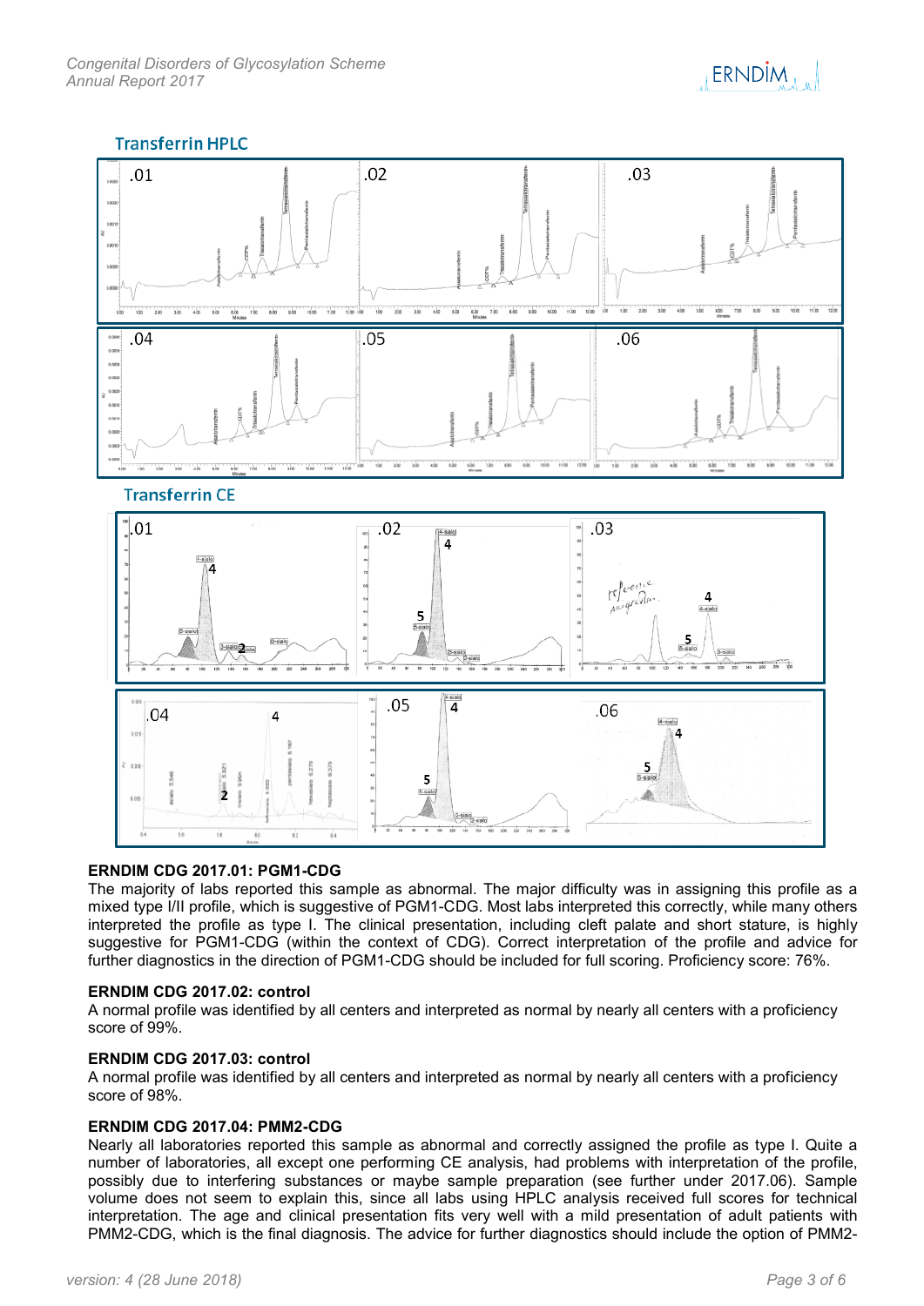## Transferrin HPLC

## Transferrin CE

**ERNDIM CDG 2017.01: PGM1-CDG**

The majority of labs reported this sample as abnormal. The major difficulty was in assigning this profile as a mixed type I/II profile, which is suggestive of PGM1-CDG. Most labs interpreted this correctly, while many others interpreted the profile as type I. The clinical presentation, including cleft palate and short stature, is highly suggestive for PGM1-CDG (within the context of CDG). Correct interpretation of the profile and advice for further diagnostics in the direction of PGM1-CDG should be included for full scoring. Proficiency score: 76%.

**ERNDIM CDG 2017.02: control**

A normal profile was identified by all centers and interpreted as normal by nearly all centers with a proficiency score of 99%.

**ERNDIM CDG 2017.03: control**

A normal profile was identified by all centers and interpreted as normal by nearly all centers with a proficiency score of 98%.

**ERNDIM CDG 2017.04: PMM2-CDG**

Nearly all laboratories reported this sample as abnormal and correctly assigned the profile as type I. Quite a number of laboratories, all except one performing CE analysis, had problems with interpretation of the profile, possibly due to interfering substances or maybe sample preparation (see further under 2017.06). Sample volume does not seem to explain this, since all labs using HPLC analysis received full scores for technical interpretation. The age and clinical presentation fits very well with a mild presentation of adult patients with PMM2-CDG, which is the final diagnosis. The advice for further diagnostics should include the option of PMM2-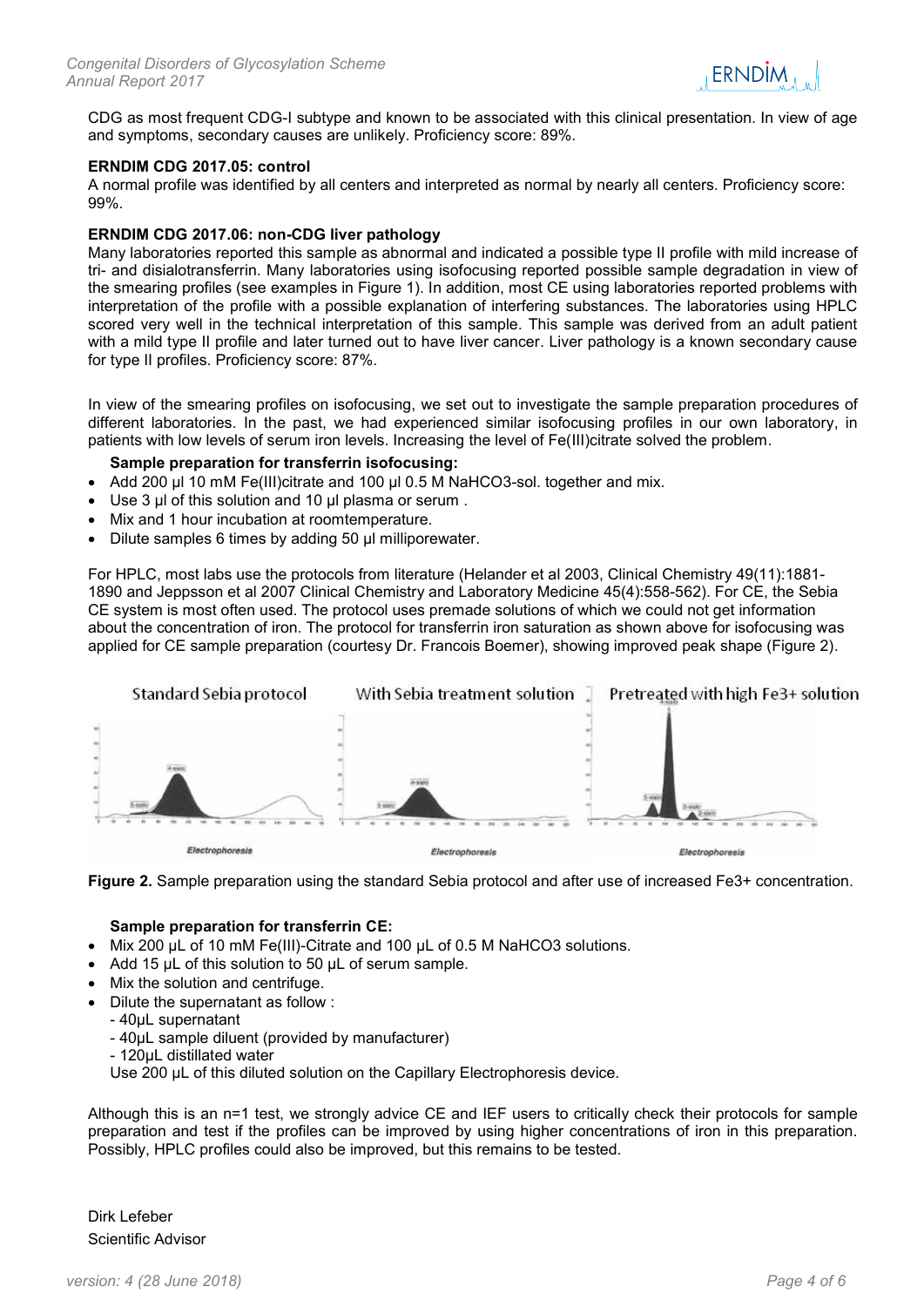CDG as most frequent CDG-I subtype and known to be associated with this clinical presentation. In view of age and symptoms, secondary causes are unlikely. Proficiency score: 89%.

**ERNDIM CDG 2017.05: control**

A normal profile was identified by all centers and interpreted as normal by nearly all centers. Proficiency score: 99%.

**ERNDIM CDG 2017.06: non-CDG liver pathology**

Many laboratories reported this sample as abnormal and indicated a possible type II profile with mild increase of tri- and disialotransferrin. Many laboratories using isofocusing reported possible sample degradation in view of the smearing profiles (see examples in Figure 1). In addition, most CE using laboratories reported problems with interpretation of the profile with a possible explanation of interfering substances. The laboratories using HPLC scored very well in the technical interpretation of this sample. This sample was derived from an adult patient with a mild type II profile and later turned out to have liver cancer. Liver pathology is a known secondary cause for type II profiles. Proficiency score: 87%.

In view of the smearing profiles on isofocusing, we set out to investigate the sample preparation procedures of different laboratories. In the past, we had experienced similar isofocusing profiles in our own laboratory, in patients with low levels of serum iron levels. Increasing the level of Fe(III)citrate solved the problem.

**Sample preparation for transferrin isofocusing:**

- Add 200 µl 10 mM Fe(III)citrate and 100 µl 0.5 M $NaHCO_3$-sol. together and mix.
- Use 3 µl of this solution and 10 µl plasma or serum .
- Mix and 1 hour incubation at roomtemperature.
- Dilute samples 6 times by adding 50 µl milliporewater.

For HPLC, most labs use the protocols from literature (Helander et al 2003, Clinical Chemistry 49(11):1881-1890 and Jeppsson et al 2007 Clinical Chemistry and Laboratory Medicine 45(4):558-562). For CE, the Sebia CE system is most often used. The protocol uses premade solutions of which we could not get information about the concentration of iron. The protocol for transferrin iron saturation as shown above for isofocusing was applied for CE sample preparation (courtesy Dr. Francois Boemer), showing improved peak shape (Figure 2).

**Figure 2.** Sample preparation using the standard Sebia protocol and after use of increased $Fe^{3+}$ concentration.

**Sample preparation for transferrin CE:**

- Mix 200 µL of 10 mM Fe(III)-Citrate and 100 µL of 0.5 M $NaHCO_3$ solutions.
- Add 15 µL of this solution to 50 µL of serum sample.
- Mix the solution and centrifuge.
- Dilute the supernatant as follow :
  - 40µL supernatant
  - 40µL sample diluent (provided by manufacturer)
  - 120µL distillated water

  Use 200 µL of this diluted solution on the Capillary Electrophoresis device.

Although this is an n=1 test, we strongly advice CE and IEF users to critically check their protocols for sample preparation and test if the profiles can be improved by using higher concentrations of iron in this preparation. Possibly, HPLC profiles could also be improved, but this remains to be tested.

Dirk Lefeber
Scientific Advisor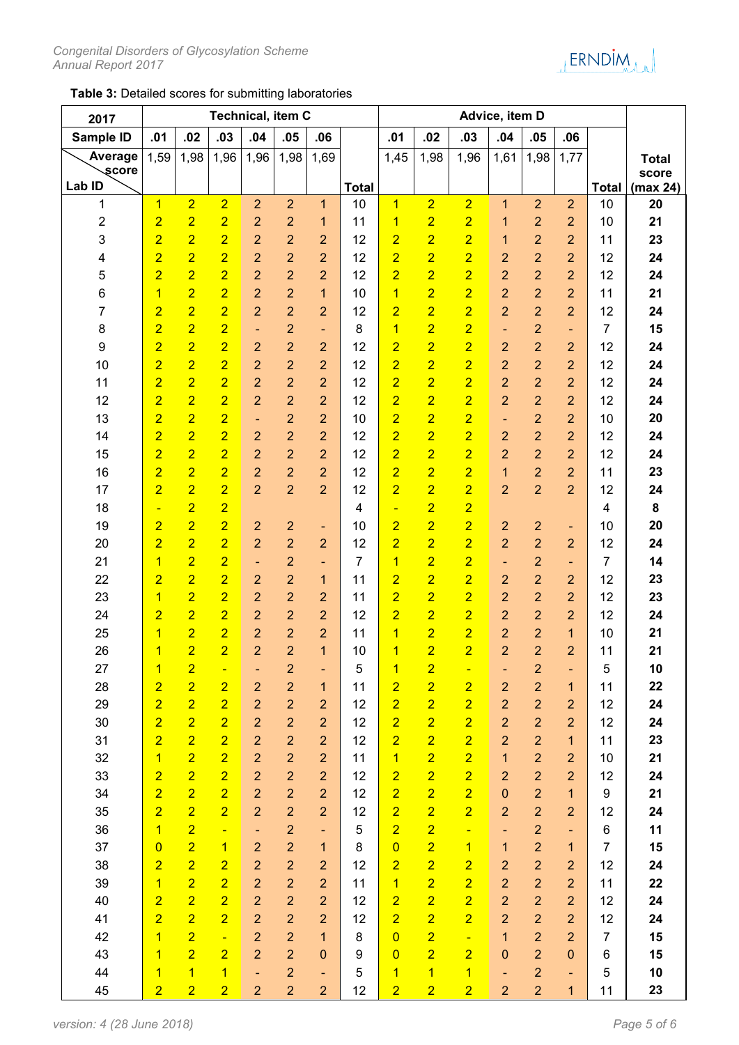**Table 3:** Detailed scores for submitting laboratories

| 2017 | Technical, item C | | | | | | | Advice, item D | | | | | | | |
|---|---|---|---|---|---|---|---|---|---|---|---|---|---|---|---|
| Sample ID | .01 | .02 | .03 | .04 | .05 | .06 | | .01 | .02 | .03 | .04 | .05 | .06 | | |
| Average score / Lab ID | 1,59 | 1,98 | 1,96 | 1,96 | 1,98 | 1,69 | Total | 1,45 | 1,98 | 1,96 | 1,61 | 1,98 | 1,77 | Total | Total score (max 24) |
| 1 | 1 | 2 | 2 | 2 | 2 | 1 | 10 | 1 | 2 | 2 | 1 | 2 | 2 | 10 | **20** |
| 2 | 2 | 2 | 2 | 2 | 2 | 1 | 11 | 1 | 2 | 2 | 1 | 2 | 2 | 10 | **21** |
| 3 | 2 | 2 | 2 | 2 | 2 | 2 | 12 | 2 | 2 | 2 | 1 | 2 | 2 | 11 | **23** |
| 4 | 2 | 2 | 2 | 2 | 2 | 2 | 12 | 2 | 2 | 2 | 2 | 2 | 2 | 12 | **24** |
| 5 | 2 | 2 | 2 | 2 | 2 | 2 | 12 | 2 | 2 | 2 | 2 | 2 | 2 | 12 | **24** |
| 6 | 1 | 2 | 2 | 2 | 2 | 1 | 10 | 1 | 2 | 2 | 2 | 2 | 2 | 11 | **21** |
| 7 | 2 | 2 | 2 | 2 | 2 | 2 | 12 | 2 | 2 | 2 | 2 | 2 | 2 | 12 | **24** |
| 8 | 2 | 2 | 2 | - | 2 | - | 8 | 1 | 2 | 2 | - | 2 | - | 7 | **15** |
| 9 | 2 | 2 | 2 | 2 | 2 | 2 | 12 | 2 | 2 | 2 | 2 | 2 | 2 | 12 | **24** |
| 10 | 2 | 2 | 2 | 2 | 2 | 2 | 12 | 2 | 2 | 2 | 2 | 2 | 2 | 12 | **24** |
| 11 | 2 | 2 | 2 | 2 | 2 | 2 | 12 | 2 | 2 | 2 | 2 | 2 | 2 | 12 | **24** |
| 12 | 2 | 2 | 2 | 2 | 2 | 2 | 12 | 2 | 2 | 2 | 2 | 2 | 2 | 12 | **24** |
| 13 | 2 | 2 | 2 | - | 2 | 2 | 10 | 2 | 2 | 2 | - | 2 | 2 | 10 | **20** |
| 14 | 2 | 2 | 2 | 2 | 2 | 2 | 12 | 2 | 2 | 2 | 2 | 2 | 2 | 12 | **24** |
| 15 | 2 | 2 | 2 | 2 | 2 | 2 | 12 | 2 | 2 | 2 | 2 | 2 | 2 | 12 | **24** |
| 16 | 2 | 2 | 2 | 2 | 2 | 2 | 12 | 2 | 2 | 2 | 1 | 2 | 2 | 11 | **23** |
| 17 | 2 | 2 | 2 | 2 | 2 | 2 | 12 | 2 | 2 | 2 | 2 | 2 | 2 | 12 | **24** |
| 18 | - | 2 | 2 | | | | 4 | - | 2 | 2 | | | | 4 | **8** |
| 19 | 2 | 2 | 2 | 2 | 2 | - | 10 | 2 | 2 | 2 | 2 | 2 | - | 10 | **20** |
| 20 | 2 | 2 | 2 | 2 | 2 | 2 | 12 | 2 | 2 | 2 | 2 | 2 | 2 | 12 | **24** |
| 21 | 1 | 2 | 2 | - | 2 | - | 7 | 1 | 2 | 2 | - | 2 | - | 7 | **14** |
| 22 | 2 | 2 | 2 | 2 | 2 | 1 | 11 | 2 | 2 | 2 | 2 | 2 | 2 | 12 | **23** |
| 23 | 1 | 2 | 2 | 2 | 2 | 2 | 11 | 2 | 2 | 2 | 2 | 2 | 2 | 12 | **23** |
| 24 | 2 | 2 | 2 | 2 | 2 | 2 | 12 | 2 | 2 | 2 | 2 | 2 | 2 | 12 | **24** |
| 25 | 1 | 2 | 2 | 2 | 2 | 2 | 11 | 1 | 2 | 2 | 2 | 2 | 1 | 10 | **21** |
| 26 | 1 | 2 | 2 | 2 | 2 | 1 | 10 | 1 | 2 | 2 | 2 | 2 | 2 | 11 | **21** |
| 27 | 1 | 2 | - | - | 2 | - | 5 | 1 | 2 | - | - | 2 | - | 5 | **10** |
| 28 | 2 | 2 | 2 | 2 | 2 | 1 | 11 | 2 | 2 | 2 | 2 | 2 | 1 | 11 | **22** |
| 29 | 2 | 2 | 2 | 2 | 2 | 2 | 12 | 2 | 2 | 2 | 2 | 2 | 2 | 12 | **24** |
| 30 | 2 | 2 | 2 | 2 | 2 | 2 | 12 | 2 | 2 | 2 | 2 | 2 | 2 | 12 | **24** |
| 31 | 2 | 2 | 2 | 2 | 2 | 2 | 12 | 2 | 2 | 2 | 2 | 2 | 1 | 11 | **23** |
| 32 | 1 | 2 | 2 | 2 | 2 | 2 | 11 | 1 | 2 | 2 | 1 | 2 | 2 | 10 | **21** |
| 33 | 2 | 2 | 2 | 2 | 2 | 2 | 12 | 2 | 2 | 2 | 2 | 2 | 2 | 12 | **24** |
| 34 | 2 | 2 | 2 | 2 | 2 | 2 | 12 | 2 | 2 | 2 | 0 | 2 | 1 | 9 | **21** |
| 35 | 2 | 2 | 2 | 2 | 2 | 2 | 12 | 2 | 2 | 2 | 2 | 2 | 2 | 12 | **24** |
| 36 | 1 | 2 | - | - | 2 | - | 5 | 2 | 2 | - | - | 2 | - | 6 | **11** |
| 37 | 0 | 2 | 1 | 2 | 2 | 1 | 8 | 0 | 2 | 1 | 1 | 2 | 1 | 7 | **15** |
| 38 | 2 | 2 | 2 | 2 | 2 | 2 | 12 | 2 | 2 | 2 | 2 | 2 | 2 | 12 | **24** |
| 39 | 1 | 2 | 2 | 2 | 2 | 2 | 11 | 1 | 2 | 2 | 2 | 2 | 2 | 11 | **22** |
| 40 | 2 | 2 | 2 | 2 | 2 | 2 | 12 | 2 | 2 | 2 | 2 | 2 | 2 | 12 | **24** |
| 41 | 2 | 2 | 2 | 2 | 2 | 2 | 12 | 2 | 2 | 2 | 2 | 2 | 2 | 12 | **24** |
| 42 | 1 | 2 | - | 2 | 2 | 1 | 8 | 0 | 2 | - | 1 | 2 | 2 | 7 | **15** |
| 43 | 1 | 2 | 2 | 2 | 2 | 0 | 9 | 0 | 2 | 2 | 0 | 2 | 0 | 6 | **15** |
| 44 | 1 | 1 | 1 | - | 2 | - | 5 | 1 | 1 | 1 | - | 2 | - | 5 | **10** |
| 45 | 2 | 2 | 2 | 2 | 2 | 2 | 12 | 2 | 2 | 2 | 2 | 2 | 1 | 11 | **23** |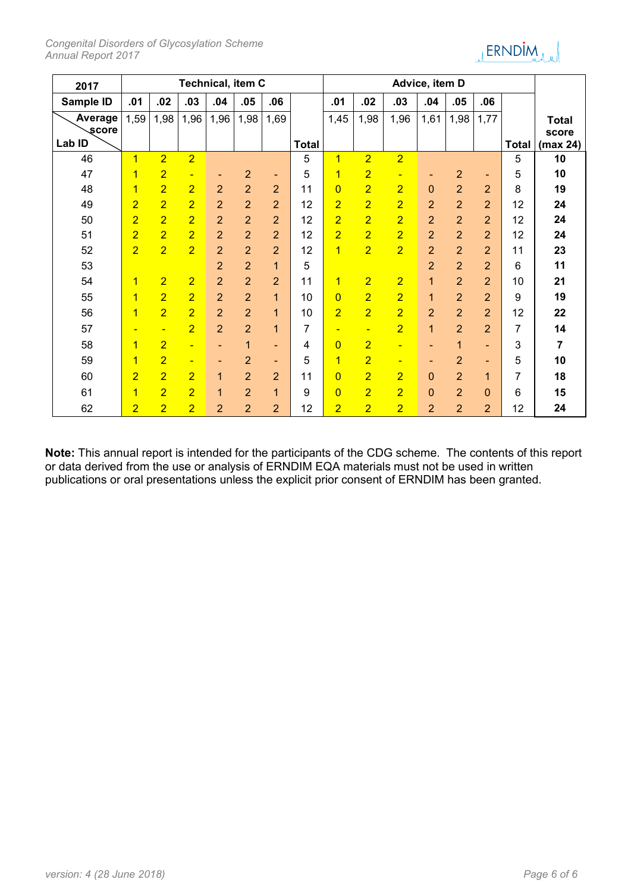| 2017 | Technical, item C | | | | | | | Advice, item D | | | | | | | |
|---|---|---|---|---|---|---|---|---|---|---|---|---|---|---|---|
| Sample ID | .01 | .02 | .03 | .04 | .05 | .06 | | .01 | .02 | .03 | .04 | .05 | .06 | | |
| Average score / Lab ID | 1,59 | 1,98 | 1,96 | 1,96 | 1,98 | 1,69 | Total | 1,45 | 1,98 | 1,96 | 1,61 | 1,98 | 1,77 | Total | Total score (max 24) |
| 46 | 1 | 2 | 2 | | | | 5 | 1 | 2 | 2 | | | | 5 | **10** |
| 47 | 1 | 2 | - | - | 2 | - | 5 | 1 | 2 | - | - | 2 | - | 5 | **10** |
| 48 | 1 | 2 | 2 | 2 | 2 | 2 | 11 | 0 | 2 | 2 | 0 | 2 | 2 | 8 | **19** |
| 49 | 2 | 2 | 2 | 2 | 2 | 2 | 12 | 2 | 2 | 2 | 2 | 2 | 2 | 12 | **24** |
| 50 | 2 | 2 | 2 | 2 | 2 | 2 | 12 | 2 | 2 | 2 | 2 | 2 | 2 | 12 | **24** |
| 51 | 2 | 2 | 2 | 2 | 2 | 2 | 12 | 2 | 2 | 2 | 2 | 2 | 2 | 12 | **24** |
| 52 | 2 | 2 | 2 | 2 | 2 | 2 | 12 | 1 | 2 | 2 | 2 | 2 | 2 | 11 | **23** |
| 53 | | | | 2 | 2 | 1 | 5 | | | | 2 | 2 | 2 | 6 | **11** |
| 54 | 1 | 2 | 2 | 2 | 2 | 2 | 11 | 1 | 2 | 2 | 1 | 2 | 2 | 10 | **21** |
| 55 | 1 | 2 | 2 | 2 | 2 | 1 | 10 | 0 | 2 | 2 | 1 | 2 | 2 | 9 | **19** |
| 56 | 1 | 2 | 2 | 2 | 2 | 1 | 10 | 2 | 2 | 2 | 2 | 2 | 2 | 12 | **22** |
| 57 | - | - | 2 | 2 | 2 | 1 | 7 | - | - | 2 | 1 | 2 | 2 | 7 | **14** |
| 58 | 1 | 2 | - | - | 1 | - | 4 | 0 | 2 | - | - | 1 | - | 3 | **7** |
| 59 | 1 | 2 | - | - | 2 | - | 5 | 1 | 2 | - | - | 2 | - | 5 | **10** |
| 60 | 2 | 2 | 2 | 1 | 2 | 2 | 11 | 0 | 2 | 2 | 0 | 2 | 1 | 7 | **18** |
| 61 | 1 | 2 | 2 | 1 | 2 | 1 | 9 | 0 | 2 | 2 | 0 | 2 | 0 | 6 | **15** |
| 62 | 2 | 2 | 2 | 2 | 2 | 2 | 12 | 2 | 2 | 2 | 2 | 2 | 2 | 12 | **24** |

**Note:** This annual report is intended for the participants of the CDG scheme. The contents of this report or data derived from the use or analysis of ERNDIM EQA materials must not be used in written publications or oral presentations unless the explicit prior consent of ERNDIM has been granted.